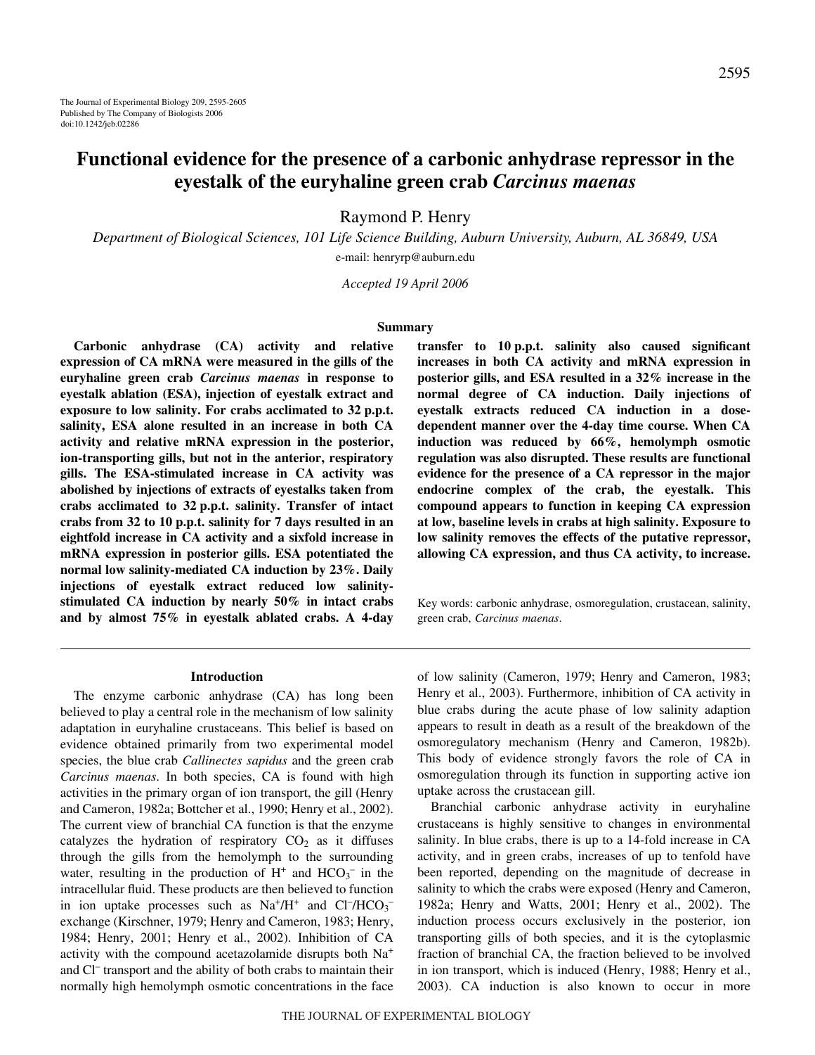# Functional evidence for the presence of a carbonic anhydrase repressor in the eyestalk of the euryhaline green crab *Carcinus maenas*

Raymond P. Henry

*Department of Biological Sciences, 101 Life Science Building, Auburn University, Auburn, AL 36849, USA*

e-mail: henryrp@auburn.edu

*Accepted 19 April 2006*

## Summary

**Carbonic anhydrase (CA) activity and relative expression of CA mRNA were measured in the gills of the euryhaline green crab *Carcinus maenas* in response to eyestalk ablation (ESA), injection of eyestalk extract and exposure to low salinity. For crabs acclimated to 32 p.p.t. salinity, ESA alone resulted in an increase in both CA activity and relative mRNA expression in the posterior, ion-transporting gills, but not in the anterior, respiratory gills. The ESA-stimulated increase in CA activity was abolished by injections of extracts of eyestalks taken from crabs acclimated to 32 p.p.t. salinity. Transfer of intact crabs from 32 to 10 p.p.t. salinity for 7 days resulted in an eightfold increase in CA activity and a sixfold increase in mRNA expression in posterior gills. ESA potentiated the normal low salinity-mediated CA induction by 23%. Daily injections of eyestalk extract reduced low salinity-stimulated CA induction by nearly 50% in intact crabs and by almost 75% in eyestalk ablated crabs. A 4-day transfer to 10 p.p.t. salinity also caused significant increases in both CA activity and mRNA expression in posterior gills, and ESA resulted in a 32% increase in the normal degree of CA induction. Daily injections of eyestalk extracts reduced CA induction in a dose-dependent manner over the 4-day time course. When CA induction was reduced by 66%, hemolymph osmotic regulation was also disrupted. These results are functional evidence for the presence of a CA repressor in the major endocrine complex of the crab, the eyestalk. This compound appears to function in keeping CA expression at low, baseline levels in crabs at high salinity. Exposure to low salinity removes the effects of the putative repressor, allowing CA expression, and thus CA activity, to increase.**

Key words: carbonic anhydrase, osmoregulation, crustacean, salinity, green crab, *Carcinus maenas*.

## Introduction

The enzyme carbonic anhydrase (CA) has long been believed to play a central role in the mechanism of low salinity adaptation in euryhaline crustaceans. This belief is based on evidence obtained primarily from two experimental model species, the blue crab *Callinectes sapidus* and the green crab *Carcinus maenas*. In both species, CA is found with high activities in the primary organ of ion transport, the gill (Henry and Cameron, 1982a; Bottcher et al., 1990; Henry et al., 2002). The current view of branchial CA function is that the enzyme catalyzes the hydration of respiratory $CO_2$ as it diffuses through the gills from the hemolymph to the surrounding water, resulting in the production of $H^+$ and $HCO_3^-$ in the intracellular fluid. These products are then believed to function in ion uptake processes such as $Na^+/H^+$ and $Cl^-/HCO_3^-$ exchange (Kirschner, 1979; Henry and Cameron, 1983; Henry, 1984; Henry, 2001; Henry et al., 2002). Inhibition of CA activity with the compound acetazolamide disrupts both $Na^+$ and $Cl^-$ transport and the ability of both crabs to maintain their normally high hemolymph osmotic concentrations in the face of low salinity (Cameron, 1979; Henry and Cameron, 1983; Henry et al., 2003). Furthermore, inhibition of CA activity in blue crabs during the acute phase of low salinity adaption appears to result in death as a result of the breakdown of the osmoregulatory mechanism (Henry and Cameron, 1982b). This body of evidence strongly favors the role of CA in osmoregulation through its function in supporting active ion uptake across the crustacean gill.

Branchial carbonic anhydrase activity in euryhaline crustaceans is highly sensitive to changes in environmental salinity. In blue crabs, there is up to a 14-fold increase in CA activity, and in green crabs, increases of up to tenfold have been reported, depending on the magnitude of decrease in salinity to which the crabs were exposed (Henry and Cameron, 1982a; Henry and Watts, 2001; Henry et al., 2002). The induction process occurs exclusively in the posterior, ion transporting gills of both species, and it is the cytoplasmic fraction of branchial CA, the fraction believed to be involved in ion transport, which is induced (Henry, 1988; Henry et al., 2003). CA induction is also known to occur in more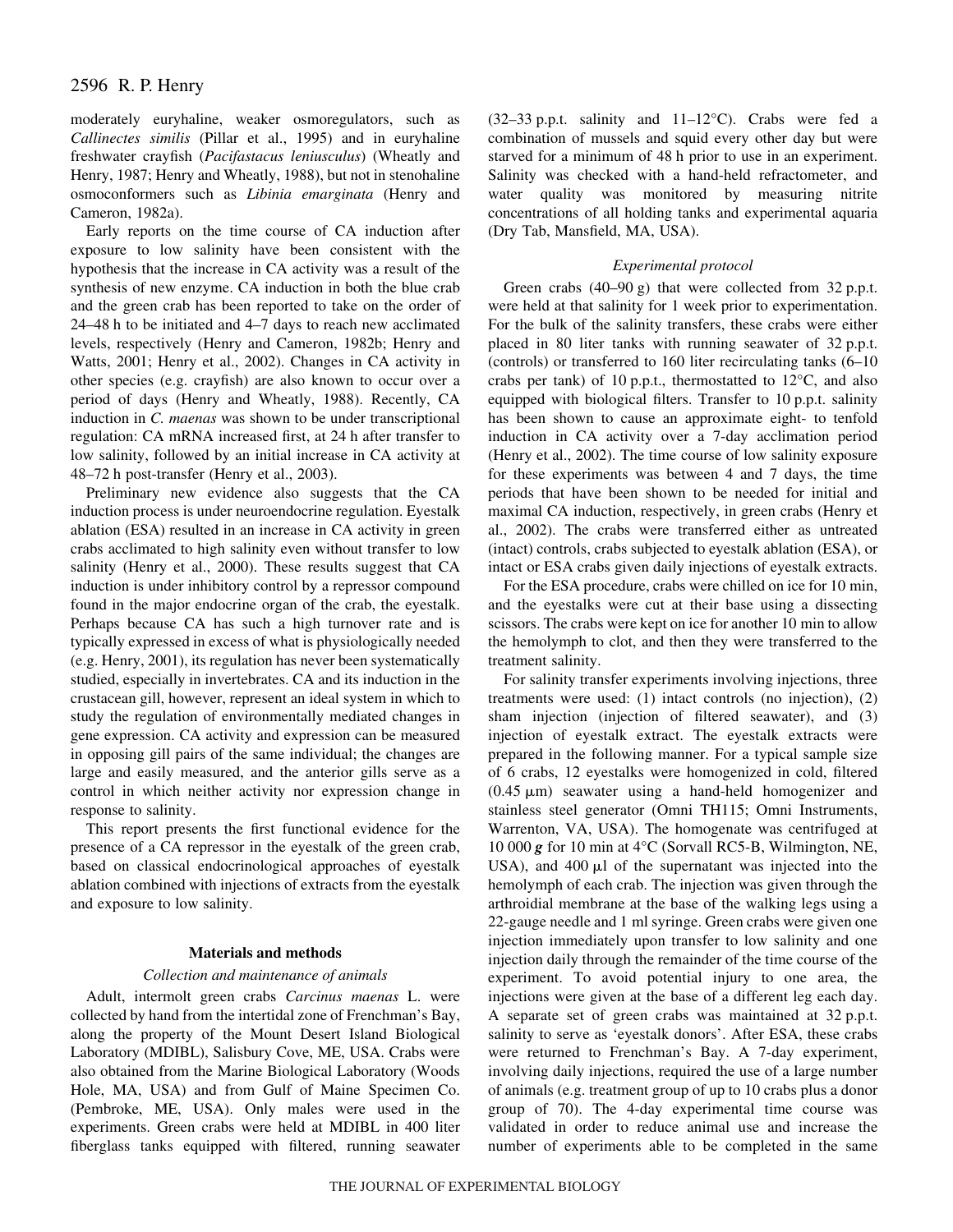moderately euryhaline, weaker osmoregulators, such as *Callinectes similis* (Pillar et al., 1995) and in euryhaline freshwater crayfish (*Pacifastacus leniusculus*) (Wheatly and Henry, 1987; Henry and Wheatly, 1988), but not in stenohaline osmoconformers such as *Libinia emarginata* (Henry and Cameron, 1982a).

Early reports on the time course of CA induction after exposure to low salinity have been consistent with the hypothesis that the increase in CA activity was a result of the synthesis of new enzyme. CA induction in both the blue crab and the green crab has been reported to take on the order of 24–48 h to be initiated and 4–7 days to reach new acclimated levels, respectively (Henry and Cameron, 1982b; Henry and Watts, 2001; Henry et al., 2002). Changes in CA activity in other species (e.g. crayfish) are also known to occur over a period of days (Henry and Wheatly, 1988). Recently, CA induction in *C. maenas* was shown to be under transcriptional regulation: CA mRNA increased first, at 24 h after transfer to low salinity, followed by an initial increase in CA activity at 48–72 h post-transfer (Henry et al., 2003).

Preliminary new evidence also suggests that the CA induction process is under neuroendocrine regulation. Eyestalk ablation (ESA) resulted in an increase in CA activity in green crabs acclimated to high salinity even without transfer to low salinity (Henry et al., 2000). These results suggest that CA induction is under inhibitory control by a repressor compound found in the major endocrine organ of the crab, the eyestalk. Perhaps because CA has such a high turnover rate and is typically expressed in excess of what is physiologically needed (e.g. Henry, 2001), its regulation has never been systematically studied, especially in invertebrates. CA and its induction in the crustacean gill, however, represent an ideal system in which to study the regulation of environmentally mediated changes in gene expression. CA activity and expression can be measured in opposing gill pairs of the same individual; the changes are large and easily measured, and the anterior gills serve as a control in which neither activity nor expression change in response to salinity.

This report presents the first functional evidence for the presence of a CA repressor in the eyestalk of the green crab, based on classical endocrinological approaches of eyestalk ablation combined with injections of extracts from the eyestalk and exposure to low salinity.

## Materials and methods

### Collection and maintenance of animals

Adult, intermolt green crabs *Carcinus maenas* L. were collected by hand from the intertidal zone of Frenchman's Bay, along the property of the Mount Desert Island Biological Laboratory (MDIBL), Salisbury Cove, ME, USA. Crabs were also obtained from the Marine Biological Laboratory (Woods Hole, MA, USA) and from Gulf of Maine Specimen Co. (Pembroke, ME, USA). Only males were used in the experiments. Green crabs were held at MDIBL in 400 liter fiberglass tanks equipped with filtered, running seawater (32–33 p.p.t. salinity and 11–12°C). Crabs were fed a combination of mussels and squid every other day but were starved for a minimum of 48 h prior to use in an experiment. Salinity was checked with a hand-held refractometer, and water quality was monitored by measuring nitrite concentrations of all holding tanks and experimental aquaria (Dry Tab, Mansfield, MA, USA).

### Experimental protocol

Green crabs (40–90 g) that were collected from 32 p.p.t. were held at that salinity for 1 week prior to experimentation. For the bulk of the salinity transfers, these crabs were either placed in 80 liter tanks with running seawater of 32 p.p.t. (controls) or transferred to 160 liter recirculating tanks (6–10 crabs per tank) of 10 p.p.t., thermostatted to 12°C, and also equipped with biological filters. Transfer to 10 p.p.t. salinity has been shown to cause an approximate eight- to tenfold induction in CA activity over a 7-day acclimation period (Henry et al., 2002). The time course of low salinity exposure for these experiments was between 4 and 7 days, the time periods that have been shown to be needed for initial and maximal CA induction, respectively, in green crabs (Henry et al., 2002). The crabs were transferred either as untreated (intact) controls, crabs subjected to eyestalk ablation (ESA), or intact or ESA crabs given daily injections of eyestalk extracts.

For the ESA procedure, crabs were chilled on ice for 10 min, and the eyestalks were cut at their base using a dissecting scissors. The crabs were kept on ice for another 10 min to allow the hemolymph to clot, and then they were transferred to the treatment salinity.

For salinity transfer experiments involving injections, three treatments were used: (1) intact controls (no injection), (2) sham injection (injection of filtered seawater), and (3) injection of eyestalk extract. The eyestalk extracts were prepared in the following manner. For a typical sample size of 6 crabs, 12 eyestalks were homogenized in cold, filtered (0.45 μm) seawater using a hand-held homogenizer and stainless steel generator (Omni TH115; Omni Instruments, Warrenton, VA, USA). The homogenate was centrifuged at 10 000 ***g*** for 10 min at 4°C (Sorvall RC5-B, Wilmington, NE, USA), and 400 μl of the supernatant was injected into the hemolymph of each crab. The injection was given through the arthroidial membrane at the base of the walking legs using a 22-gauge needle and 1 ml syringe. Green crabs were given one injection immediately upon transfer to low salinity and one injection daily through the remainder of the time course of the experiment. To avoid potential injury to one area, the injections were given at the base of a different leg each day. A separate set of green crabs was maintained at 32 p.p.t. salinity to serve as 'eyestalk donors'. After ESA, these crabs were returned to Frenchman's Bay. A 7-day experiment, involving daily injections, required the use of a large number of animals (e.g. treatment group of up to 10 crabs plus a donor group of 70). The 4-day experimental time course was validated in order to reduce animal use and increase the number of experiments able to be completed in the same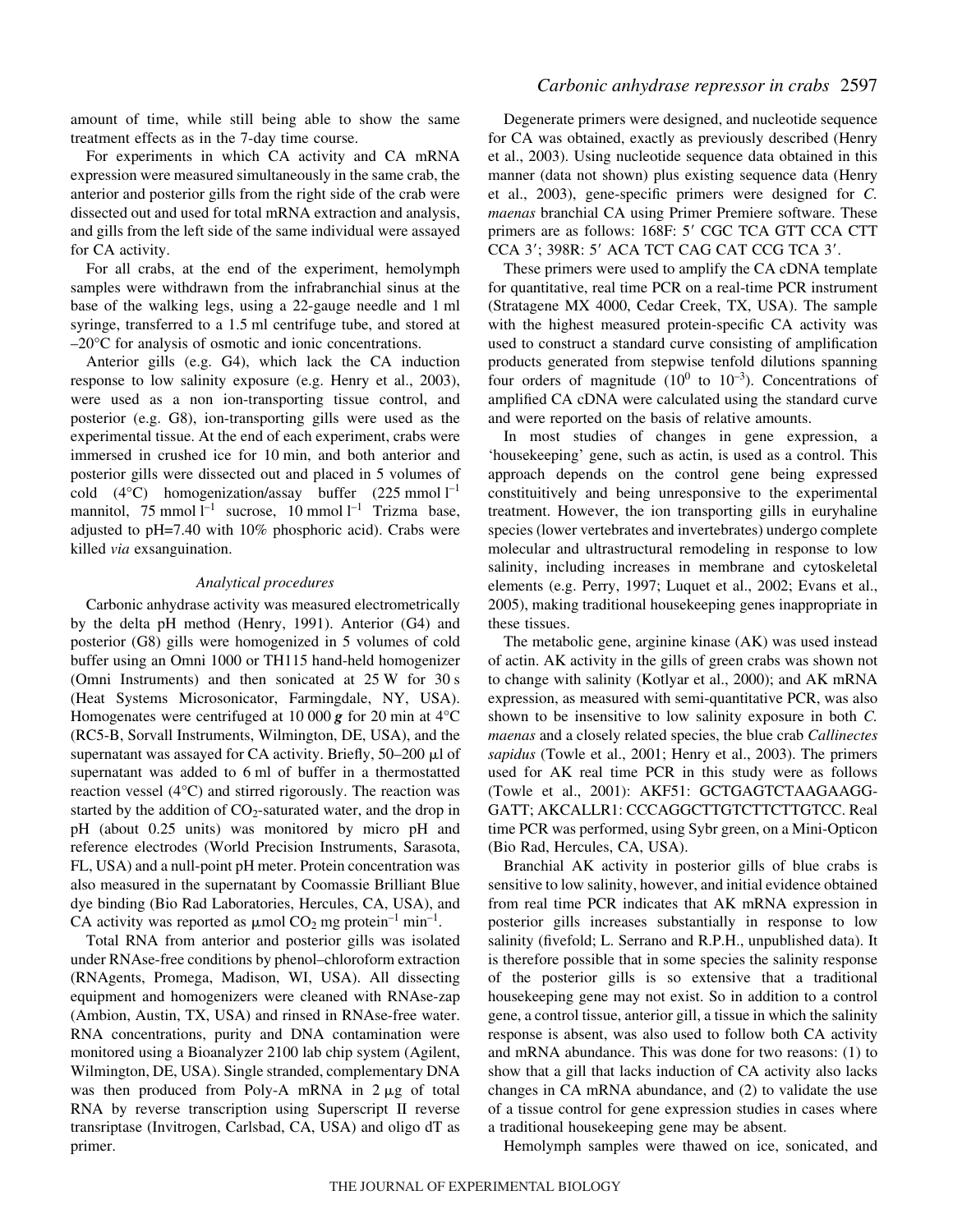amount of time, while still being able to show the same treatment effects as in the 7-day time course.

For experiments in which CA activity and CA mRNA expression were measured simultaneously in the same crab, the anterior and posterior gills from the right side of the crab were dissected out and used for total mRNA extraction and analysis, and gills from the left side of the same individual were assayed for CA activity.

For all crabs, at the end of the experiment, hemolymph samples were withdrawn from the infrabranchial sinus at the base of the walking legs, using a 22-gauge needle and 1 ml syringe, transferred to a 1.5 ml centrifuge tube, and stored at –20°C for analysis of osmotic and ionic concentrations.

Anterior gills (e.g. G4), which lack the CA induction response to low salinity exposure (e.g. Henry et al., 2003), were used as a non ion-transporting tissue control, and posterior (e.g. G8), ion-transporting gills were used as the experimental tissue. At the end of each experiment, crabs were immersed in crushed ice for 10 min, and both anterior and posterior gills were dissected out and placed in 5 volumes of cold (4°C) homogenization/assay buffer (225 mmol $l^{-1}$ mannitol, 75 mmol $l^{-1}$ sucrose, 10 mmol $l^{-1}$ Trizma base, adjusted to pH=7.40 with 10% phosphoric acid). Crabs were killed *via* exsanguination.

### *Analytical procedures*

Carbonic anhydrase activity was measured electrometrically by the delta pH method (Henry, 1991). Anterior (G4) and posterior (G8) gills were homogenized in 5 volumes of cold buffer using an Omni 1000 or TH115 hand-held homogenizer (Omni Instruments) and then sonicated at 25 W for 30 s (Heat Systems Microsonicator, Farmingdale, NY, USA). Homogenates were centrifuged at 10 000 ***g*** for 20 min at 4°C (RC5-B, Sorvall Instruments, Wilmington, DE, USA), and the supernatant was assayed for CA activity. Briefly, 50–200 μl of supernatant was added to 6 ml of buffer in a thermostatted reaction vessel (4°C) and stirred rigorously. The reaction was started by the addition of $CO_2$-saturated water, and the drop in pH (about 0.25 units) was monitored by micro pH and reference electrodes (World Precision Instruments, Sarasota, FL, USA) and a null-point pH meter. Protein concentration was also measured in the supernatant by Coomassie Brilliant Blue dye binding (Bio Rad Laboratories, Hercules, CA, USA), and CA activity was reported as μmol $CO_2$ mg protein$^{-1}$ min$^{-1}$.

Total RNA from anterior and posterior gills was isolated under RNAse-free conditions by phenol–chloroform extraction (RNAgents, Promega, Madison, WI, USA). All dissecting equipment and homogenizers were cleaned with RNAse-zap (Ambion, Austin, TX, USA) and rinsed in RNAse-free water. RNA concentrations, purity and DNA contamination were monitored using a Bioanalyzer 2100 lab chip system (Agilent, Wilmington, DE, USA). Single stranded, complementary DNA was then produced from Poly-A mRNA in 2 μg of total RNA by reverse transcription using Superscript II reverse transriptase (Invitrogen, Carlsbad, CA, USA) and oligo dT as primer.

Degenerate primers were designed, and nucleotide sequence for CA was obtained, exactly as previously described (Henry et al., 2003). Using nucleotide sequence data obtained in this manner (data not shown) plus existing sequence data (Henry et al., 2003), gene-specific primers were designed for *C. maenas* branchial CA using Primer Premiere software. These primers are as follows: 168F: 5′ CGC TCA GTT CCA CTT CCA 3′; 398R: 5′ ACA TCT CAG CAT CCG TCA 3′.

These primers were used to amplify the CA cDNA template for quantitative, real time PCR on a real-time PCR instrument (Stratagene MX 4000, Cedar Creek, TX, USA). The sample with the highest measured protein-specific CA activity was used to construct a standard curve consisting of amplification products generated from stepwise tenfold dilutions spanning four orders of magnitude ($10^0$ to $10^{-3}$). Concentrations of amplified CA cDNA were calculated using the standard curve and were reported on the basis of relative amounts.

In most studies of changes in gene expression, a 'housekeeping' gene, such as actin, is used as a control. This approach depends on the control gene being expressed constituitively and being unresponsive to the experimental treatment. However, the ion transporting gills in euryhaline species (lower vertebrates and invertebrates) undergo complete molecular and ultrastructural remodeling in response to low salinity, including increases in membrane and cytoskeletal elements (e.g. Perry, 1997; Luquet et al., 2002; Evans et al., 2005), making traditional housekeeping genes inappropriate in these tissues.

The metabolic gene, arginine kinase (AK) was used instead of actin. AK activity in the gills of green crabs was shown not to change with salinity (Kotlyar et al., 2000); and AK mRNA expression, as measured with semi-quantitative PCR, was also shown to be insensitive to low salinity exposure in both *C. maenas* and a closely related species, the blue crab *Callinectes sapidus* (Towle et al., 2001; Henry et al., 2003). The primers used for AK real time PCR in this study were as follows (Towle et al., 2001): AKF51: GCTGAGTCTAAGAAGG-GATT; AKCALLR1: CCCAGGCTTGTCTTCTTGTCC. Real time PCR was performed, using Sybr green, on a Mini-Opticon (Bio Rad, Hercules, CA, USA).

Branchial AK activity in posterior gills of blue crabs is sensitive to low salinity, however, and initial evidence obtained from real time PCR indicates that AK mRNA expression in posterior gills increases substantially in response to low salinity (fivefold; L. Serrano and R.P.H., unpublished data). It is therefore possible that in some species the salinity response of the posterior gills is so extensive that a traditional housekeeping gene may not exist. So in addition to a control gene, a control tissue, anterior gill, a tissue in which the salinity response is absent, was also used to follow both CA activity and mRNA abundance. This was done for two reasons: (1) to show that a gill that lacks induction of CA activity also lacks changes in CA mRNA abundance, and (2) to validate the use of a tissue control for gene expression studies in cases where a traditional housekeeping gene may be absent.

Hemolymph samples were thawed on ice, sonicated, and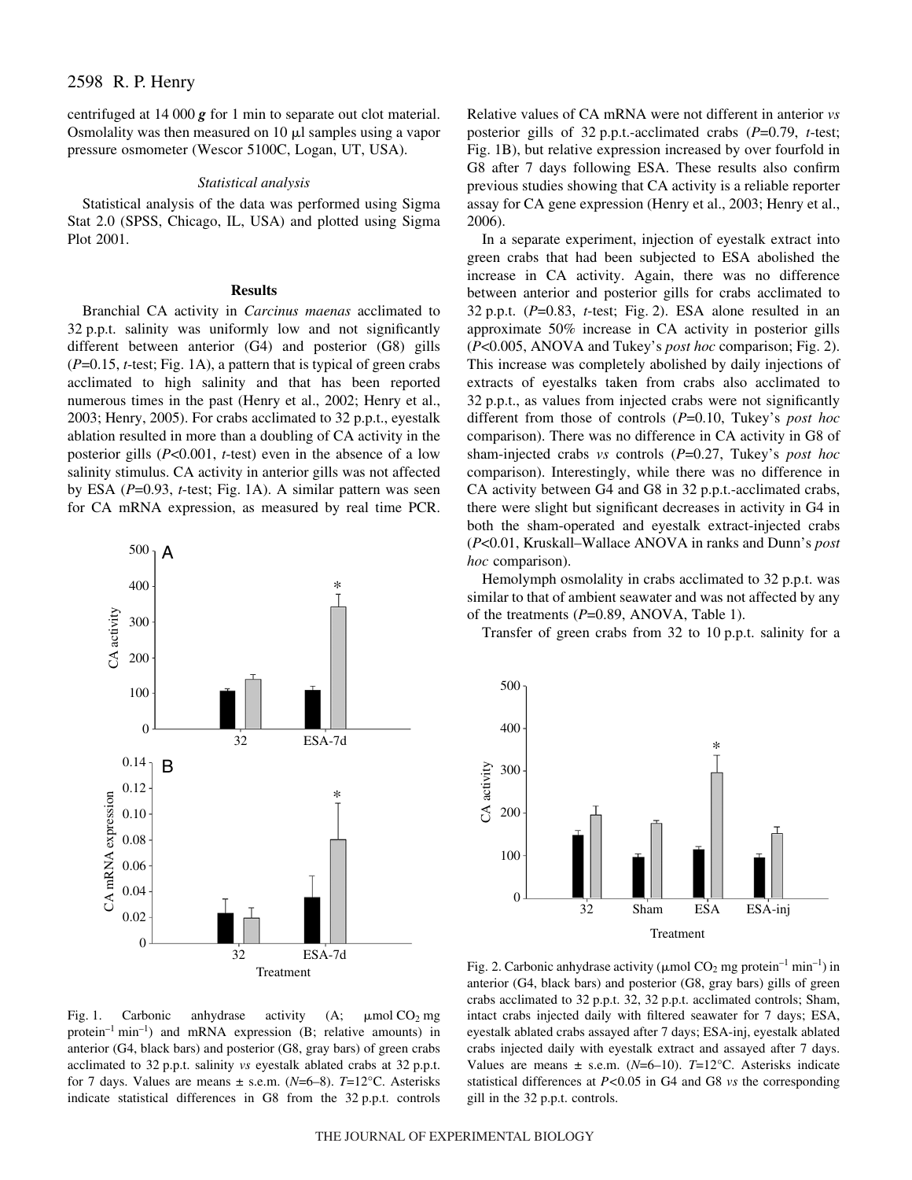centrifuged at 14 000 ***g*** for 1 min to separate out clot material. Osmolality was then measured on 10 μl samples using a vapor pressure osmometer (Wescor 5100C, Logan, UT, USA).

### *Statistical analysis*

Statistical analysis of the data was performed using Sigma Stat 2.0 (SPSS, Chicago, IL, USA) and plotted using Sigma Plot 2001.

## Results

Branchial CA activity in *Carcinus maenas* acclimated to 32 p.p.t. salinity was uniformly low and not significantly different between anterior (G4) and posterior (G8) gills ($P$=0.15, *t*-test; Fig. 1A), a pattern that is typical of green crabs acclimated to high salinity and that has been reported numerous times in the past (Henry et al., 2002; Henry et al., 2003; Henry, 2005). For crabs acclimated to 32 p.p.t., eyestalk ablation resulted in more than a doubling of CA activity in the posterior gills ($P$<0.001, *t*-test) even in the absence of a low salinity stimulus. CA activity in anterior gills was not affected by ESA ($P$=0.93, *t*-test; Fig. 1A). A similar pattern was seen for CA mRNA expression, as measured by real time PCR.

Fig. 1. Carbonic anhydrase activity (A; μmol $CO_2$ mg protein$^{-1}$ min$^{-1}$) and mRNA expression (B; relative amounts) in anterior (G4, black bars) and posterior (G8, gray bars) of green crabs acclimated to 32 p.p.t. salinity *vs* eyestalk ablated crabs at 32 p.p.t. for 7 days. Values are means ± s.e.m. ($N$=6–8). $T$=12°C. Asterisks indicate statistical differences in G8 from the 32 p.p.t. controls

Relative values of CA mRNA were not different in anterior *vs* posterior gills of 32 p.p.t.-acclimated crabs ($P$=0.79, *t*-test; Fig. 1B), but relative expression increased by over fourfold in G8 after 7 days following ESA. These results also confirm previous studies showing that CA activity is a reliable reporter assay for CA gene expression (Henry et al., 2003; Henry et al., 2006).

In a separate experiment, injection of eyestalk extract into green crabs that had been subjected to ESA abolished the increase in CA activity. Again, there was no difference between anterior and posterior gills for crabs acclimated to 32 p.p.t. ($P$=0.83, *t*-test; Fig. 2). ESA alone resulted in an approximate 50% increase in CA activity in posterior gills ($P$<0.005, ANOVA and Tukey's *post hoc* comparison; Fig. 2). This increase was completely abolished by daily injections of extracts of eyestalks taken from crabs also acclimated to 32 p.p.t., as values from injected crabs were not significantly different from those of controls ($P$=0.10, Tukey's *post hoc* comparison). There was no difference in CA activity in G8 of sham-injected crabs *vs* controls ($P$=0.27, Tukey's *post hoc* comparison). Interestingly, while there was no difference in CA activity between G4 and G8 in 32 p.p.t.-acclimated crabs, there were slight but significant decreases in activity in G4 in both the sham-operated and eyestalk extract-injected crabs ($P$<0.01, Kruskall–Wallace ANOVA in ranks and Dunn's *post hoc* comparison).

Hemolymph osmolality in crabs acclimated to 32 p.p.t. was similar to that of ambient seawater and was not affected by any of the treatments ($P$=0.89, ANOVA, Table 1).

Transfer of green crabs from 32 to 10 p.p.t. salinity for a

Fig. 2. Carbonic anhydrase activity (μmol $CO_2$ mg protein$^{-1}$ min$^{-1}$) in anterior (G4, black bars) and posterior (G8, gray bars) gills of green crabs acclimated to 32 p.p.t. 32, 32 p.p.t. acclimated controls; Sham, intact crabs injected daily with filtered seawater for 7 days; ESA, eyestalk ablated crabs assayed after 7 days; ESA-inj, eyestalk ablated crabs injected daily with eyestalk extract and assayed after 7 days. Values are means ± s.e.m. ($N$=6–10). $T$=12°C. Asterisks indicate statistical differences at $P$<0.05 in G4 and G8 *vs* the corresponding gill in the 32 p.p.t. controls.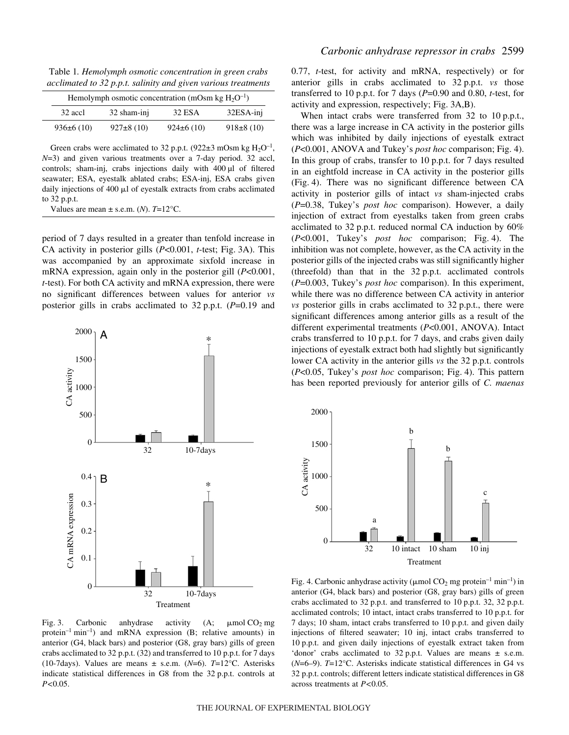Table 1. *Hemolymph osmotic concentration in green crabs acclimated to 32 p.p.t. salinity and given various treatments*

| Hemolymph osmotic concentration (mOsm kg $H_2O^{-1}$) | | | |
|---|---|---|---|
| 32 accl | 32 sham-inj | 32 ESA | 32ESA-inj |
| 936±6 (10) | 927±8 (10) | 924±6 (10) | 918±8 (10) |

Green crabs were acclimated to 32 p.p.t. (922±3 mOsm kg $H_2O^{-1}$, $N$=3) and given various treatments over a 7-day period. 32 accl, controls; sham-inj, crabs injections daily with 400 µl of filtered seawater; ESA, eyestalk ablated crabs; ESA-inj, ESA crabs given daily injections of 400 µl of eyestalk extracts from crabs acclimated to 32 p.p.t.

Values are mean ± s.e.m. ($N$). $T$=12°C.

period of 7 days resulted in a greater than tenfold increase in CA activity in posterior gills ($P$<0.001, *t*-test; Fig. 3A). This was accompanied by an approximate sixfold increase in mRNA expression, again only in the posterior gill ($P$<0.001, *t*-test). For both CA activity and mRNA expression, there were no significant differences between values for anterior *vs* posterior gills in crabs acclimated to 32 p.p.t. ($P$=0.19 and 0.77, *t*-test, for activity and mRNA, respectively) or for anterior gills in crabs acclimated to 32 p.p.t. *vs* those transferred to 10 p.p.t. for 7 days ($P$=0.90 and 0.80, *t*-test, for activity and expression, respectively; Fig. 3A,B).

Fig. 3. Carbonic anhydrase activity (A; µmol $CO_2$ mg protein$^{-1}$ min$^{-1}$) and mRNA expression (B; relative amounts) in anterior (G4, black bars) and posterior (G8, gray bars) gills of green crabs acclimated to 32 p.p.t. (32) and transferred to 10 p.p.t. for 7 days (10-7days). Values are means ± s.e.m. ($N$=6). $T$=12°C. Asterisks indicate statistical differences in G8 from the 32 p.p.t. controls at $P$<0.05.

When intact crabs were transferred from 32 to 10 p.p.t., there was a large increase in CA activity in the posterior gills which was inhibited by daily injections of eyestalk extract ($P$<0.001, ANOVA and Tukey's *post hoc* comparison; Fig. 4). In this group of crabs, transfer to 10 p.p.t. for 7 days resulted in an eightfold increase in CA activity in the posterior gills (Fig. 4). There was no significant difference between CA activity in posterior gills of intact *vs* sham-injected crabs ($P$=0.38, Tukey's *post hoc* comparison). However, a daily injection of extract from eyestalks taken from green crabs acclimated to 32 p.p.t. reduced normal CA induction by 60% ($P$<0.001, Tukey's *post hoc* comparison; Fig. 4). The inhibition was not complete, however, as the CA activity in the posterior gills of the injected crabs was still significantly higher (threefold) than that in the 32 p.p.t. acclimated controls ($P$=0.003, Tukey's *post hoc* comparison). In this experiment, while there was no difference between CA activity in anterior *vs* posterior gills in crabs acclimated to 32 p.p.t., there were significant differences among anterior gills as a result of the different experimental treatments ($P$<0.001, ANOVA). Intact crabs transferred to 10 p.p.t. for 7 days, and crabs given daily injections of eyestalk extract both had slightly but significantly lower CA activity in the anterior gills *vs* the 32 p.p.t. controls ($P$<0.05, Tukey's *post hoc* comparison; Fig. 4). This pattern has been reported previously for anterior gills of *C. maenas*

Fig. 4. Carbonic anhydrase activity (µmol $CO_2$ mg protein$^{-1}$ min$^{-1}$) in anterior (G4, black bars) and posterior (G8, gray bars) gills of green crabs acclimated to 32 p.p.t. and transferred to 10 p.p.t. 32, 32 p.p.t. acclimated controls; 10 intact, intact crabs transferred to 10 p.p.t. for 7 days; 10 sham, intact crabs transferred to 10 p.p.t. and given daily injections of filtered seawater; 10 inj, intact crabs transferred to 10 p.p.t. and given daily injections of eyestalk extract taken from 'donor' crabs acclimated to 32 p.p.t. Values are means ± s.e.m. ($N$=6–9). $T$=12°C. Asterisks indicate statistical differences in G4 vs 32 p.p.t. controls; different letters indicate statistical differences in G8 across treatments at $P$<0.05.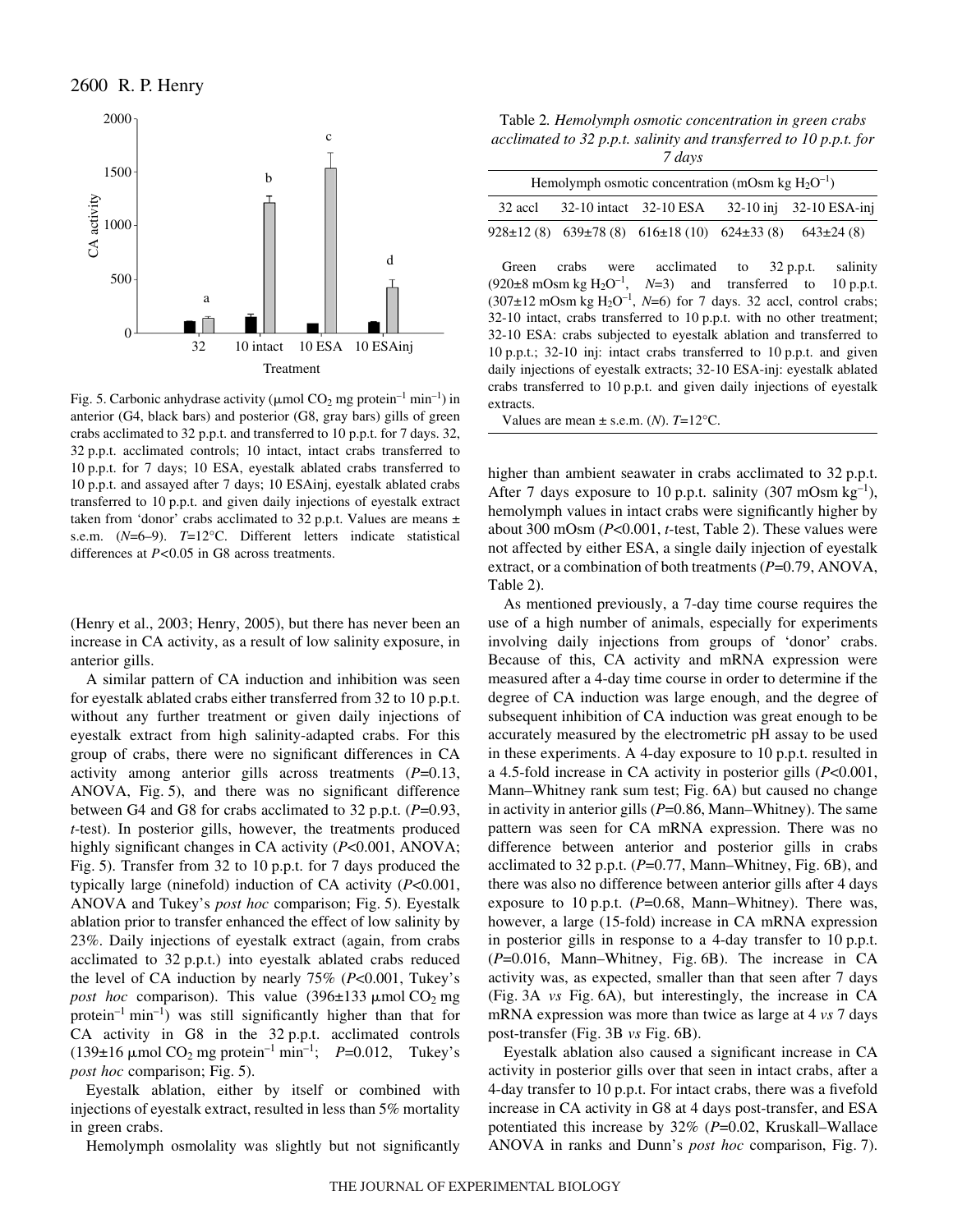Fig. 5. Carbonic anhydrase activity (μmol $CO_2$ mg protein$^{-1}$ min$^{-1}$) in anterior (G4, black bars) and posterior (G8, gray bars) gills of green crabs acclimated to 32 p.p.t. and transferred to 10 p.p.t. for 7 days. 32, 32 p.p.t. acclimated controls; 10 intact, intact crabs transferred to 10 p.p.t. for 7 days; 10 ESA, eyestalk ablated crabs transferred to 10 p.p.t. and assayed after 7 days; 10 ESAinj, eyestalk ablated crabs transferred to 10 p.p.t. and given daily injections of eyestalk extract taken from 'donor' crabs acclimated to 32 p.p.t. Values are means ± s.e.m. ($N$=6–9). $T$=12°C. Different letters indicate statistical differences at $P$<0.05 in G8 across treatments.

(Henry et al., 2003; Henry, 2005), but there has never been an increase in CA activity, as a result of low salinity exposure, in anterior gills.

A similar pattern of CA induction and inhibition was seen for eyestalk ablated crabs either transferred from 32 to 10 p.p.t. without any further treatment or given daily injections of eyestalk extract from high salinity-adapted crabs. For this group of crabs, there were no significant differences in CA activity among anterior gills across treatments ($P$=0.13, ANOVA, Fig. 5), and there was no significant difference between G4 and G8 for crabs acclimated to 32 p.p.t. ($P$=0.93, $t$-test). In posterior gills, however, the treatments produced highly significant changes in CA activity ($P$<0.001, ANOVA; Fig. 5). Transfer from 32 to 10 p.p.t. for 7 days produced the typically large (ninefold) induction of CA activity ($P$<0.001, ANOVA and Tukey's *post hoc* comparison; Fig. 5). Eyestalk ablation prior to transfer enhanced the effect of low salinity by 23%. Daily injections of eyestalk extract (again, from crabs acclimated to 32 p.p.t.) into eyestalk ablated crabs reduced the level of CA induction by nearly 75% ($P$<0.001, Tukey's *post hoc* comparison). This value (396±133 μmol $CO_2$ mg protein$^{-1}$ min$^{-1}$) was still significantly higher than that for CA activity in G8 in the 32 p.p.t. acclimated controls (139±16 μmol $CO_2$ mg protein$^{-1}$ min$^{-1}$; $P$=0.012, Tukey's *post hoc* comparison; Fig. 5).

Eyestalk ablation, either by itself or combined with injections of eyestalk extract, resulted in less than 5% mortality in green crabs.

Hemolymph osmolality was slightly but not significantly higher than ambient seawater in crabs acclimated to 32 p.p.t. After 7 days exposure to 10 p.p.t. salinity (307 mOsm kg$^{-1}$), hemolymph values in intact crabs were significantly higher by about 300 mOsm ($P$<0.001, $t$-test, Table 2). These values were not affected by either ESA, a single daily injection of eyestalk extract, or a combination of both treatments ($P$=0.79, ANOVA, Table 2).

Table 2. *Hemolymph osmotic concentration in green crabs acclimated to 32 p.p.t. salinity and transferred to 10 p.p.t. for 7 days*

| Hemolymph osmotic concentration (mOsm kg $H_2O^{-1}$) | | | | |
|---|---|---|---|---|
| 32 accl | 32-10 intact | 32-10 ESA | 32-10 inj | 32-10 ESA-inj |
| 928±12 (8) | 639±78 (8) | 616±18 (10) | 624±33 (8) | 643±24 (8) |

Green crabs were acclimated to 32 p.p.t. salinity (920±8 mOsm kg $H_2O^{-1}$, $N$=3) and transferred to 10 p.p.t. (307±12 mOsm kg $H_2O^{-1}$, $N$=6) for 7 days. 32 accl, control crabs; 32-10 intact, crabs transferred to 10 p.p.t. with no other treatment; 32-10 ESA: crabs subjected to eyestalk ablation and transferred to 10 p.p.t.; 32-10 inj: intact crabs transferred to 10 p.p.t. and given daily injections of eyestalk extracts; 32-10 ESA-inj: eyestalk ablated crabs transferred to 10 p.p.t. and given daily injections of eyestalk extracts.

Values are mean ± s.e.m. ($N$). $T$=12°C.

As mentioned previously, a 7-day time course requires the use of a high number of animals, especially for experiments involving daily injections from groups of 'donor' crabs. Because of this, CA activity and mRNA expression were measured after a 4-day time course in order to determine if the degree of CA induction was large enough, and the degree of subsequent inhibition of CA induction was great enough to be accurately measured by the electrometric pH assay to be used in these experiments. A 4-day exposure to 10 p.p.t. resulted in a 4.5-fold increase in CA activity in posterior gills ($P$<0.001, Mann–Whitney rank sum test; Fig. 6A) but caused no change in activity in anterior gills ($P$=0.86, Mann–Whitney). The same pattern was seen for CA mRNA expression. There was no difference between anterior and posterior gills in crabs acclimated to 32 p.p.t. ($P$=0.77, Mann–Whitney, Fig. 6B), and there was also no difference between anterior gills after 4 days exposure to 10 p.p.t. ($P$=0.68, Mann–Whitney). There was, however, a large (15-fold) increase in CA mRNA expression in posterior gills in response to a 4-day transfer to 10 p.p.t. ($P$=0.016, Mann–Whitney, Fig. 6B). The increase in CA activity was, as expected, smaller than that seen after 7 days (Fig. 3A *vs* Fig. 6A), but interestingly, the increase in CA mRNA expression was more than twice as large at 4 *vs* 7 days post-transfer (Fig. 3B *vs* Fig. 6B).

Eyestalk ablation also caused a significant increase in CA activity in posterior gills over that seen in intact crabs, after a 4-day transfer to 10 p.p.t. For intact crabs, there was a fivefold increase in CA activity in G8 at 4 days post-transfer, and ESA potentiated this increase by 32% ($P$=0.02, Kruskall–Wallace ANOVA in ranks and Dunn's *post hoc* comparison, Fig. 7).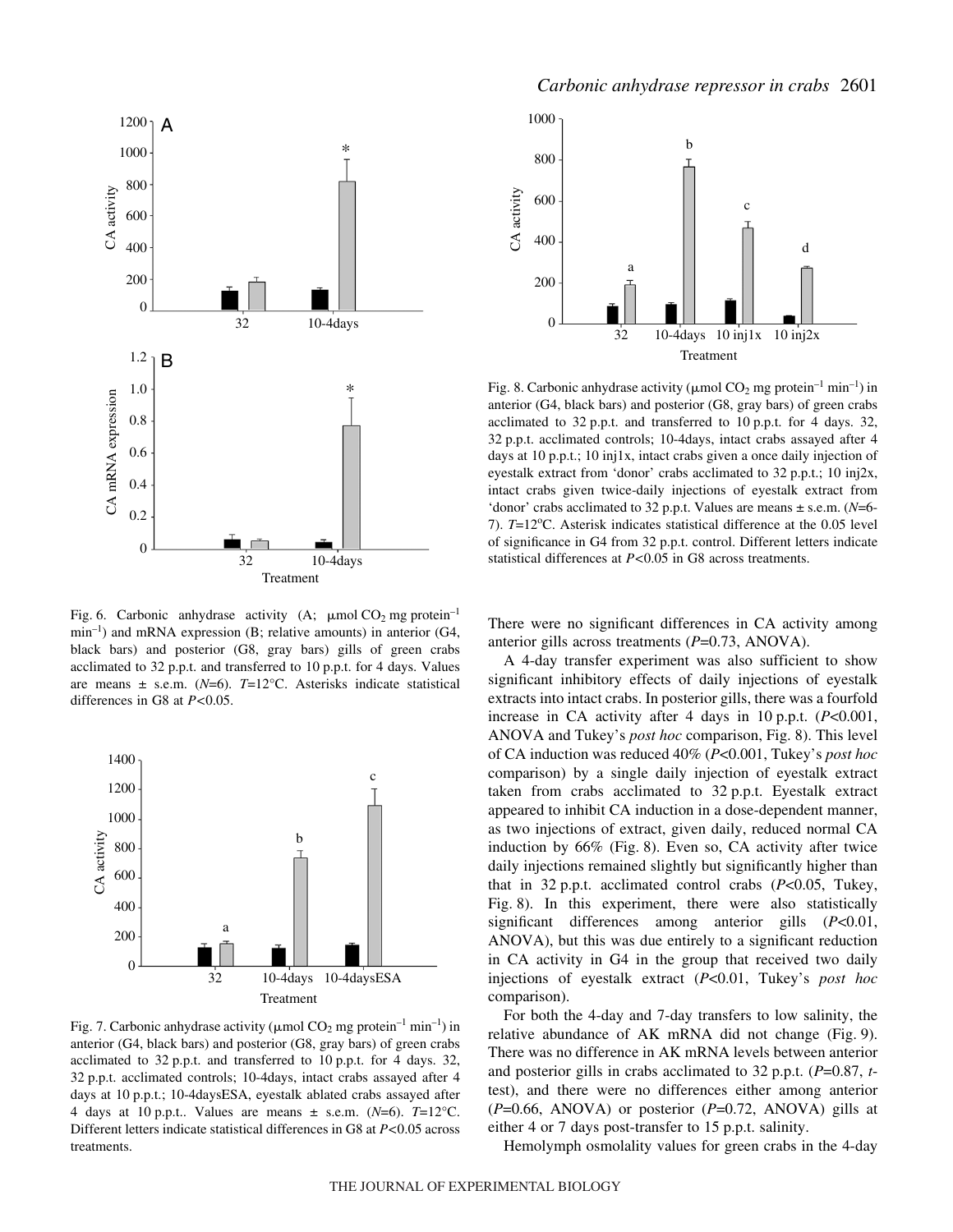Fig. 6. Carbonic anhydrase activity (A; μmol $CO_2$ mg protein$^{-1}$ min$^{-1}$) and mRNA expression (B; relative amounts) in anterior (G4, black bars) and posterior (G8, gray bars) gills of green crabs acclimated to 32 p.p.t. and transferred to 10 p.p.t. for 4 days. Values are means ± s.e.m. ($N$=6). $T$=12°C. Asterisks indicate statistical differences in G8 at $P$<0.05.

Fig. 7. Carbonic anhydrase activity (μmol $CO_2$ mg protein$^{-1}$ min$^{-1}$) in anterior (G4, black bars) and posterior (G8, gray bars) of green crabs acclimated to 32 p.p.t. and transferred to 10 p.p.t. for 4 days. 32, 32 p.p.t. acclimated controls; 10-4days, intact crabs assayed after 4 days at 10 p.p.t.; 10-4daysESA, eyestalk ablated crabs assayed after 4 days at 10 p.p.t.. Values are means ± s.e.m. ($N$=6). $T$=12°C. Different letters indicate statistical differences in G8 at $P$<0.05 across treatments.

Fig. 8. Carbonic anhydrase activity (μmol $CO_2$ mg protein$^{-1}$ min$^{-1}$) in anterior (G4, black bars) and posterior (G8, gray bars) of green crabs acclimated to 32 p.p.t. and transferred to 10 p.p.t. for 4 days. 32, 32 p.p.t. acclimated controls; 10-4days, intact crabs assayed after 4 days at 10 p.p.t.; 10 inj1x, intact crabs given a once daily injection of eyestalk extract from 'donor' crabs acclimated to 32 p.p.t.; 10 inj2x, intact crabs given twice-daily injections of eyestalk extract from 'donor' crabs acclimated to 32 p.p.t. Values are means ± s.e.m. ($N$=6-7). $T$=12°C. Asterisk indicates statistical difference at the 0.05 level of significance in G4 from 32 p.p.t. control. Different letters indicate statistical differences at $P$<0.05 in G8 across treatments.

There were no significant differences in CA activity among anterior gills across treatments ($P$=0.73, ANOVA).

A 4-day transfer experiment was also sufficient to show significant inhibitory effects of daily injections of eyestalk extracts into intact crabs. In posterior gills, there was a fourfold increase in CA activity after 4 days in 10 p.p.t. ($P$<0.001, ANOVA and Tukey's *post hoc* comparison, Fig. 8). This level of CA induction was reduced 40% ($P$<0.001, Tukey's *post hoc* comparison) by a single daily injection of eyestalk extract taken from crabs acclimated to 32 p.p.t. Eyestalk extract appeared to inhibit CA induction in a dose-dependent manner, as two injections of extract, given daily, reduced normal CA induction by 66% (Fig. 8). Even so, CA activity after twice daily injections remained slightly but significantly higher than that in 32 p.p.t. acclimated control crabs ($P$<0.05, Tukey, Fig. 8). In this experiment, there were also statistically significant differences among anterior gills ($P$<0.01, ANOVA), but this was due entirely to a significant reduction in CA activity in G4 in the group that received two daily injections of eyestalk extract ($P$<0.01, Tukey's *post hoc* comparison).

For both the 4-day and 7-day transfers to low salinity, the relative abundance of AK mRNA did not change (Fig. 9). There was no difference in AK mRNA levels between anterior and posterior gills in crabs acclimated to 32 p.p.t. ($P$=0.87, $t$-test), and there were no differences either among anterior ($P$=0.66, ANOVA) or posterior ($P$=0.72, ANOVA) gills at either 4 or 7 days post-transfer to 15 p.p.t. salinity.

Hemolymph osmolality values for green crabs in the 4-day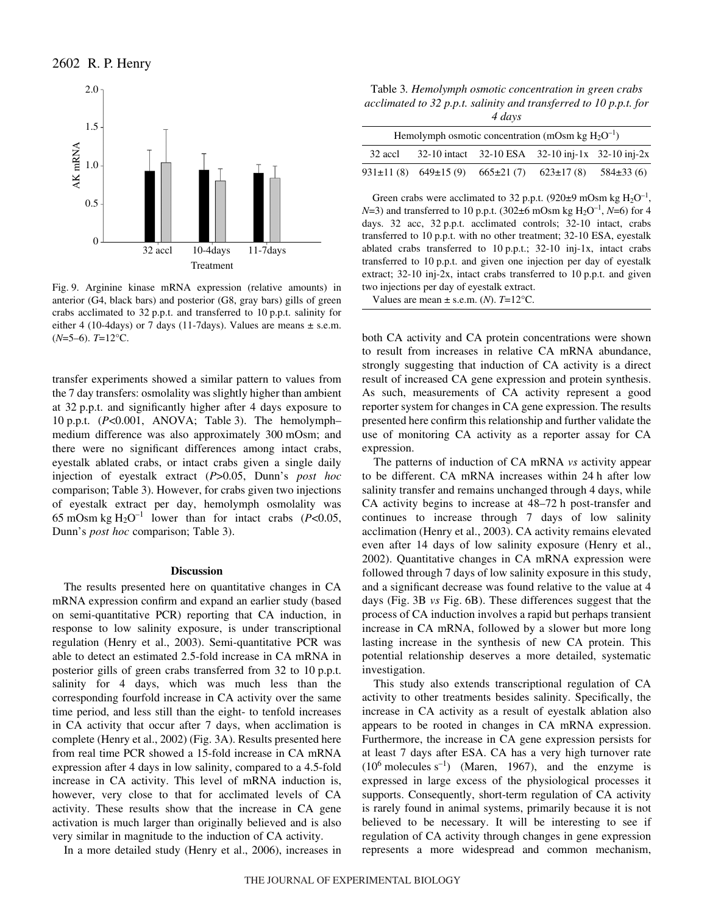Fig. 9. Arginine kinase mRNA expression (relative amounts) in anterior (G4, black bars) and posterior (G8, gray bars) gills of green crabs acclimated to 32 p.p.t. and transferred to 10 p.p.t. salinity for either 4 (10-4days) or 7 days (11-7days). Values are means ± s.e.m. ($N$=5–6). $T$=12°C.

Table 3. *Hemolymph osmotic concentration in green crabs acclimated to 32 p.p.t. salinity and transferred to 10 p.p.t. for 4 days*

| Hemolymph osmotic concentration (mOsm kg $H_2O^{-1}$) | | | | |
|---|---|---|---|---|
| 32 accl | 32-10 intact | 32-10 ESA | 32-10 inj-1x | 32-10 inj-2x |
| 931±11 (8) | 649±15 (9) | 665±21 (7) | 623±17 (8) | 584±33 (6) |

Green crabs were acclimated to 32 p.p.t. (920±9 mOsm kg $H_2O^{-1}$, $N$=3) and transferred to 10 p.p.t. (302±6 mOsm kg $H_2O^{-1}$, $N$=6) for 4 days. 32 acc, 32 p.p.t. acclimated controls; 32-10 intact, crabs transferred to 10 p.p.t. with no other treatment; 32-10 ESA, eyestalk ablated crabs transferred to 10 p.p.t.; 32-10 inj-1x, intact crabs transferred to 10 p.p.t. and given one injection per day of eyestalk extract; 32-10 inj-2x, intact crabs transferred to 10 p.p.t. and given two injections per day of eyestalk extract.

Values are mean ± s.e.m. ($N$). $T$=12°C.

transfer experiments showed a similar pattern to values from the 7 day transfers: osmolality was slightly higher than ambient at 32 p.p.t. and significantly higher after 4 days exposure to 10 p.p.t. ($P$<0.001, ANOVA; Table 3). The hemolymph–medium difference was also approximately 300 mOsm; and there were no significant differences among intact crabs, eyestalk ablated crabs, or intact crabs given a single daily injection of eyestalk extract ($P$>0.05, Dunn's *post hoc* comparison; Table 3). However, for crabs given two injections of eyestalk extract per day, hemolymph osmolality was 65 mOsm kg $H_2O^{-1}$ lower than for intact crabs ($P$<0.05, Dunn's *post hoc* comparison; Table 3).

## Discussion

The results presented here on quantitative changes in CA mRNA expression confirm and expand an earlier study (based on semi-quantitative PCR) reporting that CA induction, in response to low salinity exposure, is under transcriptional regulation (Henry et al., 2003). Semi-quantitative PCR was able to detect an estimated 2.5-fold increase in CA mRNA in posterior gills of green crabs transferred from 32 to 10 p.p.t. salinity for 4 days, which was much less than the corresponding fourfold increase in CA activity over the same time period, and less still than the eight- to tenfold increases in CA activity that occur after 7 days, when acclimation is complete (Henry et al., 2002) (Fig. 3A). Results presented here from real time PCR showed a 15-fold increase in CA mRNA expression after 4 days in low salinity, compared to a 4.5-fold increase in CA activity. This level of mRNA induction is, however, very close to that for acclimated levels of CA activity. These results show that the increase in CA gene activation is much larger than originally believed and is also very similar in magnitude to the induction of CA activity.

In a more detailed study (Henry et al., 2006), increases in both CA activity and CA protein concentrations were shown to result from increases in relative CA mRNA abundance, strongly suggesting that induction of CA activity is a direct result of increased CA gene expression and protein synthesis. As such, measurements of CA activity represent a good reporter system for changes in CA gene expression. The results presented here confirm this relationship and further validate the use of monitoring CA activity as a reporter assay for CA expression.

The patterns of induction of CA mRNA *vs* activity appear to be different. CA mRNA increases within 24 h after low salinity transfer and remains unchanged through 4 days, while CA activity begins to increase at 48–72 h post-transfer and continues to increase through 7 days of low salinity acclimation (Henry et al., 2003). CA activity remains elevated even after 14 days of low salinity exposure (Henry et al., 2002). Quantitative changes in CA mRNA expression were followed through 7 days of low salinity exposure in this study, and a significant decrease was found relative to the value at 4 days (Fig. 3B *vs* Fig. 6B). These differences suggest that the process of CA induction involves a rapid but perhaps transient increase in CA mRNA, followed by a slower but more long lasting increase in the synthesis of new CA protein. This potential relationship deserves a more detailed, systematic investigation.

This study also extends transcriptional regulation of CA activity to other treatments besides salinity. Specifically, the increase in CA activity as a result of eyestalk ablation also appears to be rooted in changes in CA mRNA expression. Furthermore, the increase in CA gene expression persists for at least 7 days after ESA. CA has a very high turnover rate ($10^6$ molecules s$^{-1}$) (Maren, 1967), and the enzyme is expressed in large excess of the physiological processes it supports. Consequently, short-term regulation of CA activity is rarely found in animal systems, primarily because it is not believed to be necessary. It will be interesting to see if regulation of CA activity through changes in gene expression represents a more widespread and common mechanism,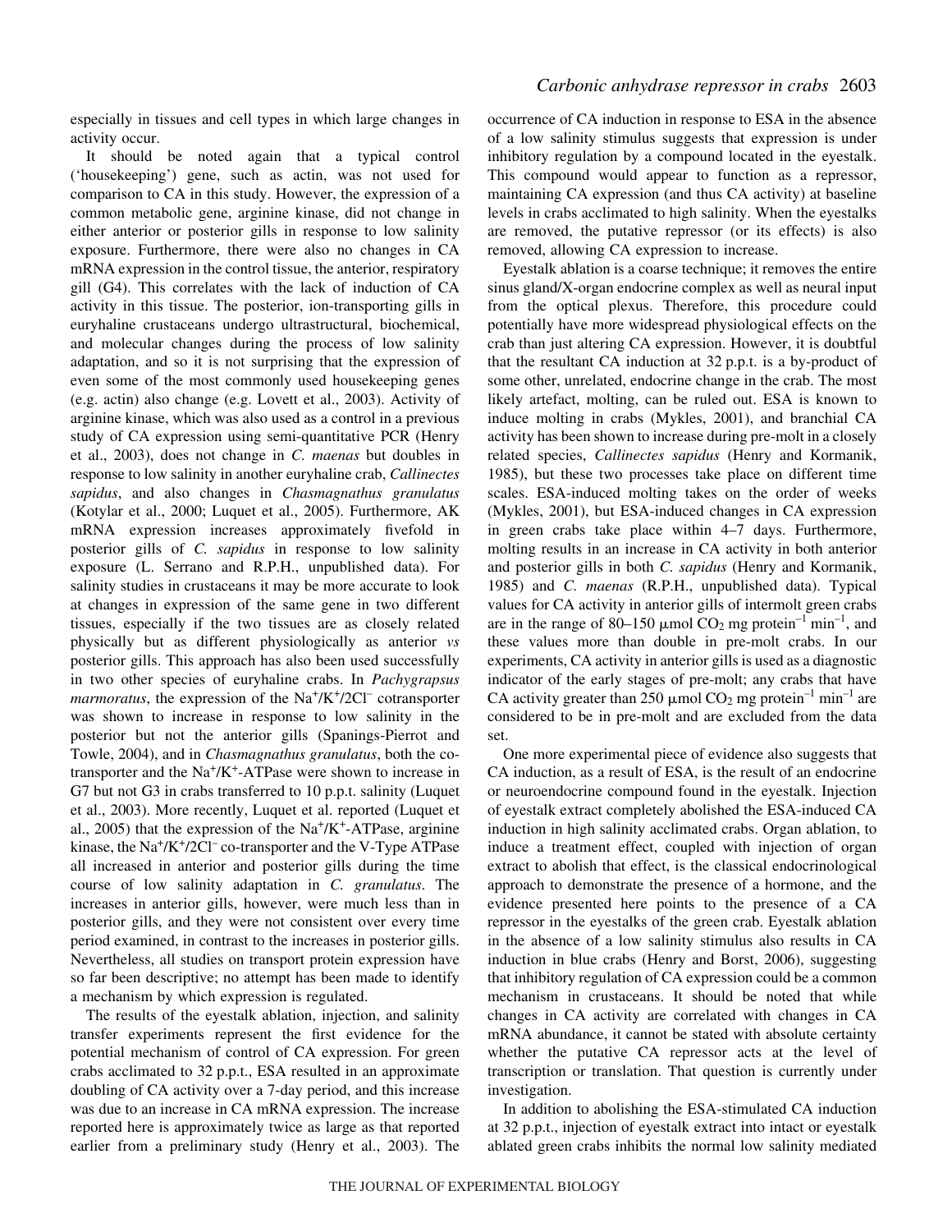especially in tissues and cell types in which large changes in activity occur.

It should be noted again that a typical control ('housekeeping') gene, such as actin, was not used for comparison to CA in this study. However, the expression of a common metabolic gene, arginine kinase, did not change in either anterior or posterior gills in response to low salinity exposure. Furthermore, there were also no changes in CA mRNA expression in the control tissue, the anterior, respiratory gill (G4). This correlates with the lack of induction of CA activity in this tissue. The posterior, ion-transporting gills in euryhaline crustaceans undergo ultrastructural, biochemical, and molecular changes during the process of low salinity adaptation, and so it is not surprising that the expression of even some of the most commonly used housekeeping genes (e.g. actin) also change (e.g. Lovett et al., 2003). Activity of arginine kinase, which was also used as a control in a previous study of CA expression using semi-quantitative PCR (Henry et al., 2003), does not change in *C. maenas* but doubles in response to low salinity in another euryhaline crab, *Callinectes sapidus*, and also changes in *Chasmagnathus granulatus* (Kotylar et al., 2000; Luquet et al., 2005). Furthermore, AK mRNA expression increases approximately fivefold in posterior gills of *C. sapidus* in response to low salinity exposure (L. Serrano and R.P.H., unpublished data). For salinity studies in crustaceans it may be more accurate to look at changes in expression of the same gene in two different tissues, especially if the two tissues are as closely related physically but as different physiologically as anterior *vs* posterior gills. This approach has also been used successfully in two other species of euryhaline crabs. In *Pachygrapsus marmoratus*, the expression of the $Na^+/K^+/2Cl^-$ cotransporter was shown to increase in response to low salinity in the posterior but not the anterior gills (Spanings-Pierrot and Towle, 2004), and in *Chasmagnathus granulatus*, both the co-transporter and the $Na^+/K^+$-ATPase were shown to increase in G7 but not G3 in crabs transferred to 10 p.p.t. salinity (Luquet et al., 2003). More recently, Luquet et al. reported (Luquet et al., 2005) that the expression of the $Na^+/K^+$-ATPase, arginine kinase, the $Na^+/K^+/2Cl^-$ co-transporter and the V-Type ATPase all increased in anterior and posterior gills during the time course of low salinity adaptation in *C. granulatus*. The increases in anterior gills, however, were much less than in posterior gills, and they were not consistent over every time period examined, in contrast to the increases in posterior gills. Nevertheless, all studies on transport protein expression have so far been descriptive; no attempt has been made to identify a mechanism by which expression is regulated.

The results of the eyestalk ablation, injection, and salinity transfer experiments represent the first evidence for the potential mechanism of control of CA expression. For green crabs acclimated to 32 p.p.t., ESA resulted in an approximate doubling of CA activity over a 7-day period, and this increase was due to an increase in CA mRNA expression. The increase reported here is approximately twice as large as that reported earlier from a preliminary study (Henry et al., 2003). The occurrence of CA induction in response to ESA in the absence of a low salinity stimulus suggests that expression is under inhibitory regulation by a compound located in the eyestalk. This compound would appear to function as a repressor, maintaining CA expression (and thus CA activity) at baseline levels in crabs acclimated to high salinity. When the eyestalks are removed, the putative repressor (or its effects) is also removed, allowing CA expression to increase.

Eyestalk ablation is a coarse technique; it removes the entire sinus gland/X-organ endocrine complex as well as neural input from the optical plexus. Therefore, this procedure could potentially have more widespread physiological effects on the crab than just altering CA expression. However, it is doubtful that the resultant CA induction at 32 p.p.t. is a by-product of some other, unrelated, endocrine change in the crab. The most likely artefact, molting, can be ruled out. ESA is known to induce molting in crabs (Mykles, 2001), and branchial CA activity has been shown to increase during pre-molt in a closely related species, *Callinectes sapidus* (Henry and Kormanik, 1985), but these two processes take place on different time scales. ESA-induced molting takes on the order of weeks (Mykles, 2001), but ESA-induced changes in CA expression in green crabs take place within 4–7 days. Furthermore, molting results in an increase in CA activity in both anterior and posterior gills in both *C. sapidus* (Henry and Kormanik, 1985) and *C. maenas* (R.P.H., unpublished data). Typical values for CA activity in anterior gills of intermolt green crabs are in the range of 80–150 $\mu$mol $CO_2$ mg protein$^{-1}$ min$^{-1}$, and these values more than double in pre-molt crabs. In our experiments, CA activity in anterior gills is used as a diagnostic indicator of the early stages of pre-molt; any crabs that have CA activity greater than 250 $\mu$mol $CO_2$ mg protein$^{-1}$ min$^{-1}$ are considered to be in pre-molt and are excluded from the data set.

One more experimental piece of evidence also suggests that CA induction, as a result of ESA, is the result of an endocrine or neuroendocrine compound found in the eyestalk. Injection of eyestalk extract completely abolished the ESA-induced CA induction in high salinity acclimated crabs. Organ ablation, to induce a treatment effect, coupled with injection of organ extract to abolish that effect, is the classical endocrinological approach to demonstrate the presence of a hormone, and the evidence presented here points to the presence of a CA repressor in the eyestalks of the green crab. Eyestalk ablation in the absence of a low salinity stimulus also results in CA induction in blue crabs (Henry and Borst, 2006), suggesting that inhibitory regulation of CA expression could be a common mechanism in crustaceans. It should be noted that while changes in CA activity are correlated with changes in CA mRNA abundance, it cannot be stated with absolute certainty whether the putative CA repressor acts at the level of transcription or translation. That question is currently under investigation.

In addition to abolishing the ESA-stimulated CA induction at 32 p.p.t., injection of eyestalk extract into intact or eyestalk ablated green crabs inhibits the normal low salinity mediated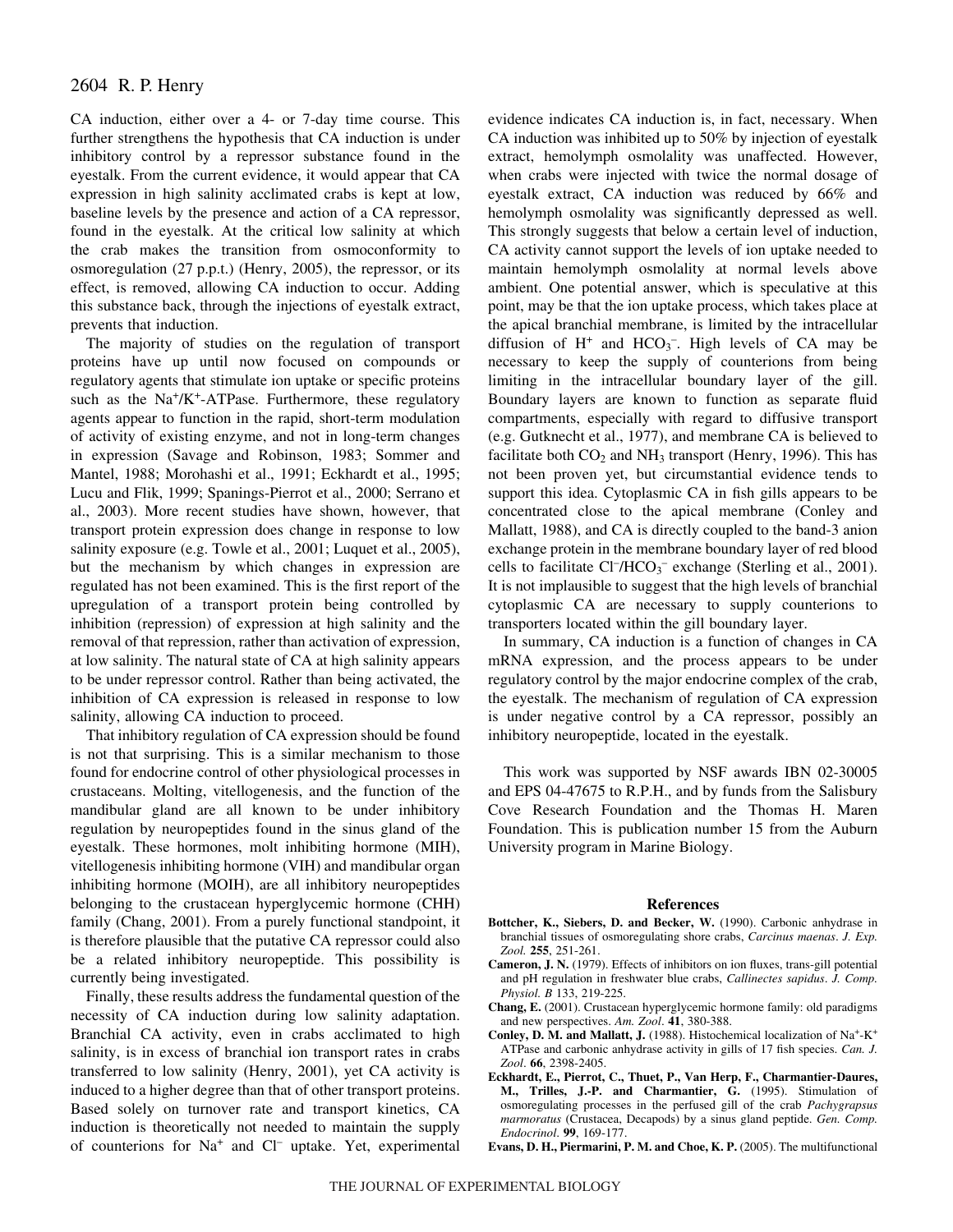CA induction, either over a 4- or 7-day time course. This further strengthens the hypothesis that CA induction is under inhibitory control by a repressor substance found in the eyestalk. From the current evidence, it would appear that CA expression in high salinity acclimated crabs is kept at low, baseline levels by the presence and action of a CA repressor, found in the eyestalk. At the critical low salinity at which the crab makes the transition from osmoconformity to osmoregulation (27 p.p.t.) (Henry, 2005), the repressor, or its effect, is removed, allowing CA induction to occur. Adding this substance back, through the injections of eyestalk extract, prevents that induction.

The majority of studies on the regulation of transport proteins have up until now focused on compounds or regulatory agents that stimulate ion uptake or specific proteins such as the $Na^+/K^+$-ATPase. Furthermore, these regulatory agents appear to function in the rapid, short-term modulation of activity of existing enzyme, and not in long-term changes in expression (Savage and Robinson, 1983; Sommer and Mantel, 1988; Morohashi et al., 1991; Eckhardt et al., 1995; Lucu and Flik, 1999; Spanings-Pierrot et al., 2000; Serrano et al., 2003). More recent studies have shown, however, that transport protein expression does change in response to low salinity exposure (e.g. Towle et al., 2001; Luquet et al., 2005), but the mechanism by which changes in expression are regulated has not been examined. This is the first report of the upregulation of a transport protein being controlled by inhibition (repression) of expression at high salinity and the removal of that repression, rather than activation of expression, at low salinity. The natural state of CA at high salinity appears to be under repressor control. Rather than being activated, the inhibition of CA expression is released in response to low salinity, allowing CA induction to proceed.

That inhibitory regulation of CA expression should be found is not that surprising. This is a similar mechanism to those found for endocrine control of other physiological processes in crustaceans. Molting, vitellogenesis, and the function of the mandibular gland are all known to be under inhibitory regulation by neuropeptides found in the sinus gland of the eyestalk. These hormones, molt inhibiting hormone (MIH), vitellogenesis inhibiting hormone (VIH) and mandibular organ inhibiting hormone (MOIH), are all inhibitory neuropeptides belonging to the crustacean hyperglycemic hormone (CHH) family (Chang, 2001). From a purely functional standpoint, it is therefore plausible that the putative CA repressor could also be a related inhibitory neuropeptide. This possibility is currently being investigated.

Finally, these results address the fundamental question of the necessity of CA induction during low salinity adaptation. Branchial CA activity, even in crabs acclimated to high salinity, is in excess of branchial ion transport rates in crabs transferred to low salinity (Henry, 2001), yet CA activity is induced to a higher degree than that of other transport proteins. Based solely on turnover rate and transport kinetics, CA induction is theoretically not needed to maintain the supply of counterions for $Na^+$ and $Cl^-$ uptake. Yet, experimental evidence indicates CA induction is, in fact, necessary. When CA induction was inhibited up to 50% by injection of eyestalk extract, hemolymph osmolality was unaffected. However, when crabs were injected with twice the normal dosage of eyestalk extract, CA induction was reduced by 66% and hemolymph osmolality was significantly depressed as well. This strongly suggests that below a certain level of induction, CA activity cannot support the levels of ion uptake needed to maintain hemolymph osmolality at normal levels above ambient. One potential answer, which is speculative at this point, may be that the ion uptake process, which takes place at the apical branchial membrane, is limited by the intracellular diffusion of $H^+$ and $HCO_3^-$. High levels of CA may be necessary to keep the supply of counterions from being limiting in the intracellular boundary layer of the gill. Boundary layers are known to function as separate fluid compartments, especially with regard to diffusive transport (e.g. Gutknecht et al., 1977), and membrane CA is believed to facilitate both $CO_2$ and $NH_3$ transport (Henry, 1996). This has not been proven yet, but circumstantial evidence tends to support this idea. Cytoplasmic CA in fish gills appears to be concentrated close to the apical membrane (Conley and Mallatt, 1988), and CA is directly coupled to the band-3 anion exchange protein in the membrane boundary layer of red blood cells to facilitate $Cl^-/HCO_3^-$ exchange (Sterling et al., 2001). It is not implausible to suggest that the high levels of branchial cytoplasmic CA are necessary to supply counterions to transporters located within the gill boundary layer.

In summary, CA induction is a function of changes in CA mRNA expression, and the process appears to be under regulatory control by the major endocrine complex of the crab, the eyestalk. The mechanism of regulation of CA expression is under negative control by a CA repressor, possibly an inhibitory neuropeptide, located in the eyestalk.

This work was supported by NSF awards IBN 02-30005 and EPS 04-47675 to R.P.H., and by funds from the Salisbury Cove Research Foundation and the Thomas H. Maren Foundation. This is publication number 15 from the Auburn University program in Marine Biology.

## References

**Bottcher, K., Siebers, D. and Becker, W.** (1990). Carbonic anhydrase in branchial tissues of osmoregulating shore crabs, *Carcinus maenas*. *J. Exp. Zool.* **255**, 251-261.

**Cameron, J. N.** (1979). Effects of inhibitors on ion fluxes, trans-gill potential and pH regulation in freshwater blue crabs, *Callinectes sapidus*. *J. Comp. Physiol. B* 133, 219-225.

**Chang, E.** (2001). Crustacean hyperglycemic hormone family: old paradigms and new perspectives. *Am. Zool*. **41**, 380-388.

**Conley, D. M. and Mallatt, J.** (1988). Histochemical localization of $Na^+$-$K^+$ ATPase and carbonic anhydrase activity in gills of 17 fish species. *Can. J. Zool*. **66**, 2398-2405.

**Eckhardt, E., Pierrot, C., Thuet, P., Van Herp, F., Charmantier-Daures, M., Trilles, J.-P. and Charmantier, G.** (1995). Stimulation of osmoregulating processes in the perfused gill of the crab *Pachygrapsus marmoratus* (Crustacea, Decapods) by a sinus gland peptide. *Gen. Comp. Endocrinol*. **99**, 169-177.

**Evans, D. H., Piermarini, P. M. and Choe, K. P.** (2005). The multifunctional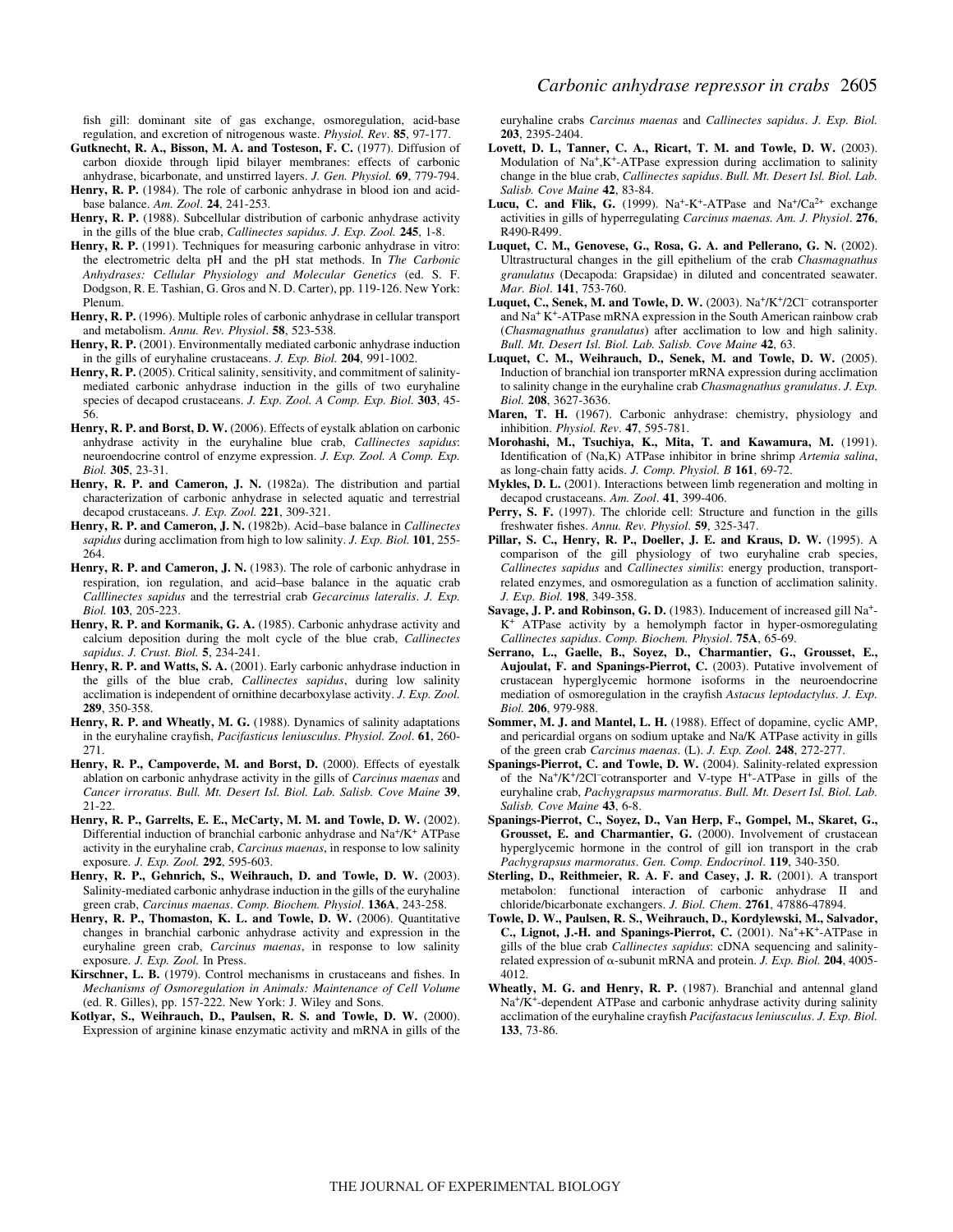fish gill: dominant site of gas exchange, osmoregulation, acid-base regulation, and excretion of nitrogenous waste. *Physiol. Rev*. **85**, 97-177.

**Gutknecht, R. A., Bisson, M. A. and Tosteson, F. C.** (1977). Diffusion of carbon dioxide through lipid bilayer membranes: effects of carbonic anhydrase, bicarbonate, and unstirred layers. *J. Gen. Physiol.* **69**, 779-794.

**Henry, R. P.** (1984). The role of carbonic anhydrase in blood ion and acid-base balance. *Am. Zool*. **24**, 241-253.

**Henry, R. P.** (1988). Subcellular distribution of carbonic anhydrase activity in the gills of the blue crab, *Callinectes sapidus. J. Exp. Zool.* **245**, 1-8.

**Henry, R. P.** (1991). Techniques for measuring carbonic anhydrase in vitro: the electrometric delta pH and the pH stat methods. In *The Carbonic Anhydrases: Cellular Physiology and Molecular Genetics* (ed. S. F. Dodgson, R. E. Tashian, G. Gros and N. D. Carter), pp. 119-126. New York: Plenum.

**Henry, R. P.** (1996). Multiple roles of carbonic anhydrase in cellular transport and metabolism. *Annu. Rev. Physiol*. **58**, 523-538.

**Henry, R. P.** (2001). Environmentally mediated carbonic anhydrase induction in the gills of euryhaline crustaceans. *J. Exp. Biol.* **204**, 991-1002.

**Henry, R. P.** (2005). Critical salinity, sensitivity, and commitment of salinity-mediated carbonic anhydrase induction in the gills of two euryhaline species of decapod crustaceans. *J. Exp. Zool. A Comp. Exp. Biol.* **303**, 45-56.

**Henry, R. P. and Borst, D. W.** (2006). Effects of eystalk ablation on carbonic anhydrase activity in the euryhaline blue crab, *Callinectes sapidus*: neuroendocrine control of enzyme expression. *J. Exp. Zool. A Comp. Exp. Biol.* **305**, 23-31.

**Henry, R. P. and Cameron, J. N.** (1982a). The distribution and partial characterization of carbonic anhydrase in selected aquatic and terrestrial decapod crustaceans. *J. Exp. Zool.* **221**, 309-321.

**Henry, R. P. and Cameron, J. N.** (1982b). Acid–base balance in *Callinectes sapidus* during acclimation from high to low salinity. *J. Exp. Biol.* **101**, 255-264.

**Henry, R. P. and Cameron, J. N.** (1983). The role of carbonic anhydrase in respiration, ion regulation, and acid–base balance in the aquatic crab *Calllinectes sapidus* and the terrestrial crab *Gecarcinus lateralis*. *J. Exp. Biol.* **103**, 205-223.

**Henry, R. P. and Kormanik, G. A.** (1985). Carbonic anhydrase activity and calcium deposition during the molt cycle of the blue crab, *Callinectes sapidus*. *J. Crust. Biol.* **5**, 234-241.

**Henry, R. P. and Watts, S. A.** (2001). Early carbonic anhydrase induction in the gills of the blue crab, *Callinectes sapidus*, during low salinity acclimation is independent of ornithine decarboxylase activity. *J. Exp. Zool.* **289**, 350-358.

**Henry, R. P. and Wheatly, M. G.** (1988). Dynamics of salinity adaptations in the euryhaline crayfish, *Pacifasticus leniusculus*. *Physiol. Zool*. **61**, 260-271.

**Henry, R. P., Campoverde, M. and Borst, D.** (2000). Effects of eyestalk ablation on carbonic anhydrase activity in the gills of *Carcinus maenas* and *Cancer irroratus*. *Bull. Mt. Desert Isl. Biol. Lab. Salisb. Cove Maine* **39**, 21-22.

**Henry, R. P., Garrelts, E. E., McCarty, M. M. and Towle, D. W.** (2002). Differential induction of branchial carbonic anhydrase and $Na^+/K^+$ ATPase activity in the euryhaline crab, *Carcinus maenas*, in response to low salinity exposure. *J. Exp. Zool.* **292**, 595-603.

**Henry, R. P., Gehnrich, S., Weihrauch, D. and Towle, D. W.** (2003). Salinity-mediated carbonic anhydrase induction in the gills of the euryhaline green crab, *Carcinus maenas*. *Comp. Biochem. Physiol*. **136A**, 243-258.

**Henry, R. P., Thomaston, K. L. and Towle, D. W.** (2006). Quantitative changes in branchial carbonic anhydrase activity and expression in the euryhaline green crab, *Carcinus maenas*, in response to low salinity exposure. *J. Exp. Zool.* In Press.

**Kirschner, L. B.** (1979). Control mechanisms in crustaceans and fishes. In *Mechanisms of Osmoregulation in Animals: Maintenance of Cell Volume* (ed. R. Gilles), pp. 157-222. New York: J. Wiley and Sons.

**Kotlyar, S., Weihrauch, D., Paulsen, R. S. and Towle, D. W.** (2000). Expression of arginine kinase enzymatic activity and mRNA in gills of the euryhaline crabs *Carcinus maenas* and *Callinectes sapidus*. *J. Exp. Biol.* **203**, 2395-2404.

**Lovett, D. L, Tanner, C. A., Ricart, T. M. and Towle, D. W.** (2003). Modulation of $Na^+$,$K^+$-ATPase expression during acclimation to salinity change in the blue crab, *Callinectes sapidus*. *Bull. Mt. Desert Isl. Biol. Lab. Salisb. Cove Maine* **42**, 83-84.

**Lucu, C. and Flik, G.** (1999). $Na^+$-$K^+$-ATPase and $Na^+/Ca^{2+}$ exchange activities in gills of hyperregulating *Carcinus maenas. Am. J. Physiol*. **276**, R490-R499.

**Luquet, C. M., Genovese, G., Rosa, G. A. and Pellerano, G. N.** (2002). Ultrastructural changes in the gill epithelium of the crab *Chasmagnathus granulatus* (Decapoda: Grapsidae) in diluted and concentrated seawater. *Mar. Biol*. **141**, 753-760.

**Luquet, C., Senek, M. and Towle, D. W.** (2003). $Na^+/K^+/2Cl^-$ cotransporter and $Na^+$ $K^+$-ATPase mRNA expression in the South American rainbow crab (*Chasmagnathus granulatus*) after acclimation to low and high salinity. *Bull. Mt. Desert Isl. Biol. Lab. Salisb. Cove Maine* **42**, 63.

**Luquet, C. M., Weihrauch, D., Senek, M. and Towle, D. W.** (2005). Induction of branchial ion transporter mRNA expression during acclimation to salinity change in the euryhaline crab *Chasmagnathus granulatus*. *J. Exp. Biol.* **208**, 3627-3636.

**Maren, T. H.** (1967). Carbonic anhydrase: chemistry, physiology and inhibition. *Physiol. Rev*. **47**, 595-781.

**Morohashi, M., Tsuchiya, K., Mita, T. and Kawamura, M.** (1991). Identification of (Na,K) ATPase inhibitor in brine shrimp *Artemia salina*, as long-chain fatty acids. *J. Comp. Physiol. B* **161**, 69-72.

**Mykles, D. L.** (2001). Interactions between limb regeneration and molting in decapod crustaceans. *Am. Zool*. **41**, 399-406.

**Perry, S. F.** (1997). The chloride cell: Structure and function in the gills freshwater fishes. *Annu. Rev. Physiol*. **59**, 325-347.

**Pillar, S. C., Henry, R. P., Doeller, J. E. and Kraus, D. W.** (1995). A comparison of the gill physiology of two euryhaline crab species, *Callinectes sapidus* and *Callinectes similis*: energy production, transport-related enzymes, and osmoregulation as a function of acclimation salinity. *J. Exp. Biol.* **198**, 349-358.

**Savage, J. P. and Robinson, G. D.** (1983). Inducement of increased gill $Na^+$-$K^+$ ATPase activity by a hemolymph factor in hyper-osmoregulating *Callinectes sapidus*. *Comp. Biochem. Physiol*. **75A**, 65-69.

**Serrano, L., Gaelle, B., Soyez, D., Charmantier, G., Grousset, E., Aujoulat, F. and Spanings-Pierrot, C.** (2003). Putative involvement of crustacean hyperglycemic hormone isoforms in the neuroendocrine mediation of osmoregulation in the crayfish *Astacus leptodactylus*. *J. Exp. Biol.* **206**, 979-988.

**Sommer, M. J. and Mantel, L. H.** (1988). Effect of dopamine, cyclic AMP, and pericardial organs on sodium uptake and Na/K ATPase activity in gills of the green crab *Carcinus maenas*. (L). *J. Exp. Zool.* **248**, 272-277.

**Spanings-Pierrot, C. and Towle, D. W.** (2004). Salinity-related expression of the $Na^+/K^+/2Cl^-$cotransporter and V-type $H^+$-ATPase in gills of the euryhaline crab, *Pachygrapsus marmoratus*. *Bull. Mt. Desert Isl. Biol. Lab. Salisb. Cove Maine* **43**, 6-8.

**Spanings-Pierrot, C., Soyez, D., Van Herp, F., Gompel, M., Skaret, G., Grousset, E. and Charmantier, G.** (2000). Involvement of crustacean hyperglycemic hormone in the control of gill ion transport in the crab *Pachygrapsus marmoratus*. *Gen. Comp. Endocrinol*. **119**, 340-350.

**Sterling, D., Reithmeier, R. A. F. and Casey, J. R.** (2001). A transport metabolon: functional interaction of carbonic anhydrase II and chloride/bicarbonate exchangers. *J. Biol. Chem*. **2761**, 47886-47894.

**Towle, D. W., Paulsen, R. S., Weihrauch, D., Kordylewski, M., Salvador, C., Lignot, J.-H. and Spanings-Pierrot, C.** (2001). $Na^+$+$K^+$-ATPase in gills of the blue crab *Callinectes sapidus*: cDNA sequencing and salinity-related expression of $\alpha$-subunit mRNA and protein. *J. Exp. Biol.* **204**, 4005-4012.

**Wheatly, M. G. and Henry, R. P.** (1987). Branchial and antennal gland $Na^+/K^+$-dependent ATPase and carbonic anhydrase activity during salinity acclimation of the euryhaline crayfish *Pacifastacus leniusculus*. *J. Exp. Biol.* **133**, 73-86.